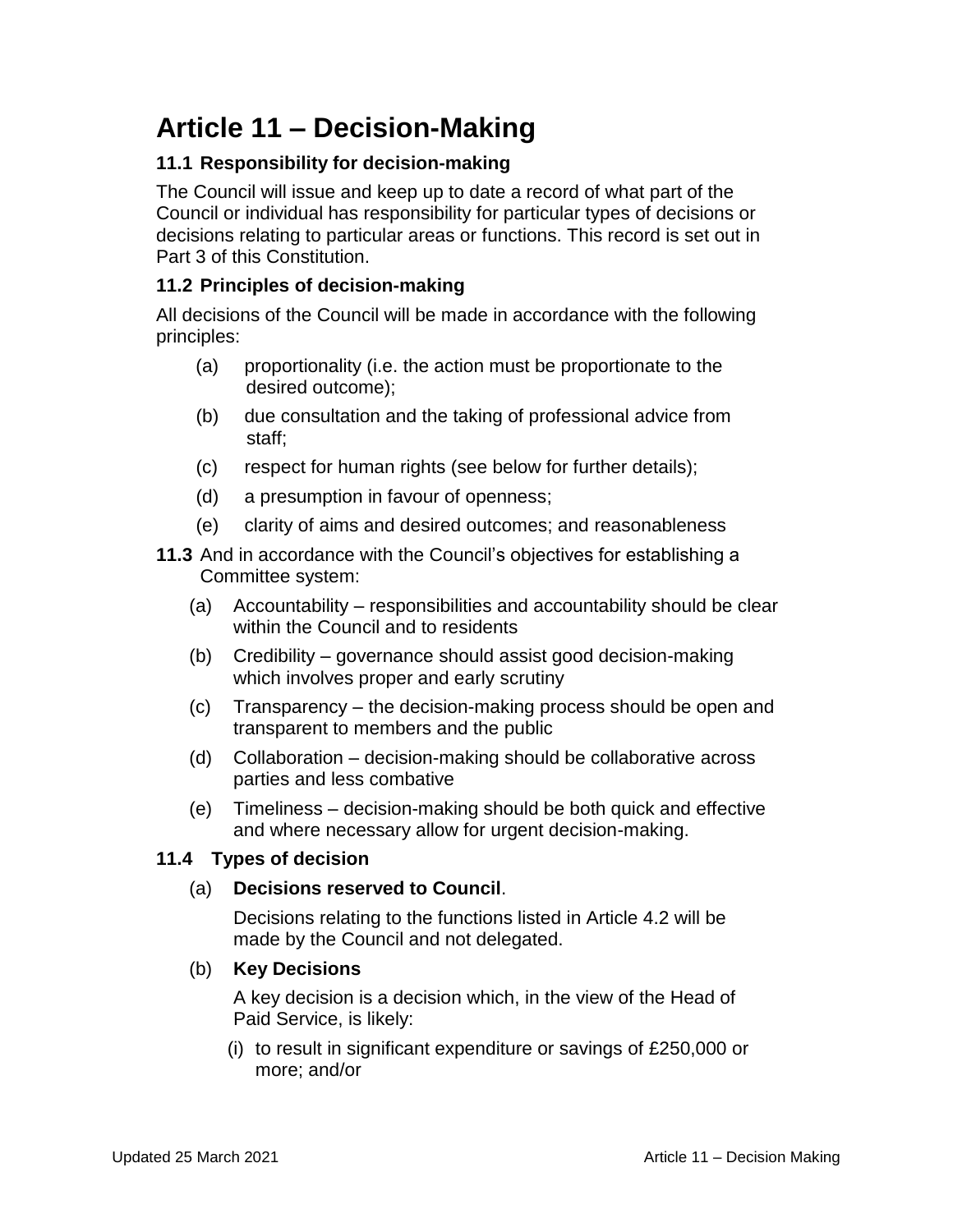# Article 11 – Decision-Making

### 11.1 Responsibility for decision-making

The Council will issue and keep up to date a record of what part of the Council or individual has responsibility for particular types of decisions or decisions relating to particular areas or functions. This record is set out in Part 3 of this Constitution.

### 11.2 Principles of decision-making

All decisions of the Council will be made in accordance with the following principles:

(a) proportionality (i.e. the action must be proportionate to the desired outcome);

(b) due consultation and the taking of professional advice from staff;

(c) respect for human rights (see below for further details);

(d) a presumption in favour of openness;

(e) clarity of aims and desired outcomes; and reasonableness

**11.3** And in accordance with the Council's objectives for establishing a Committee system:

(a) Accountability – responsibilities and accountability should be clear within the Council and to residents

(b) Credibility – governance should assist good decision-making which involves proper and early scrutiny

(c) Transparency – the decision-making process should be open and transparent to members and the public

(d) Collaboration – decision-making should be collaborative across parties and less combative

(e) Timeliness – decision-making should be both quick and effective and where necessary allow for urgent decision-making.

### 11.4 Types of decision

(a) **Decisions reserved to Council**.

Decisions relating to the functions listed in Article 4.2 will be made by the Council and not delegated.

(b) **Key Decisions**

A key decision is a decision which, in the view of the Head of Paid Service, is likely:

(i) to result in significant expenditure or savings of £250,000 or more; and/or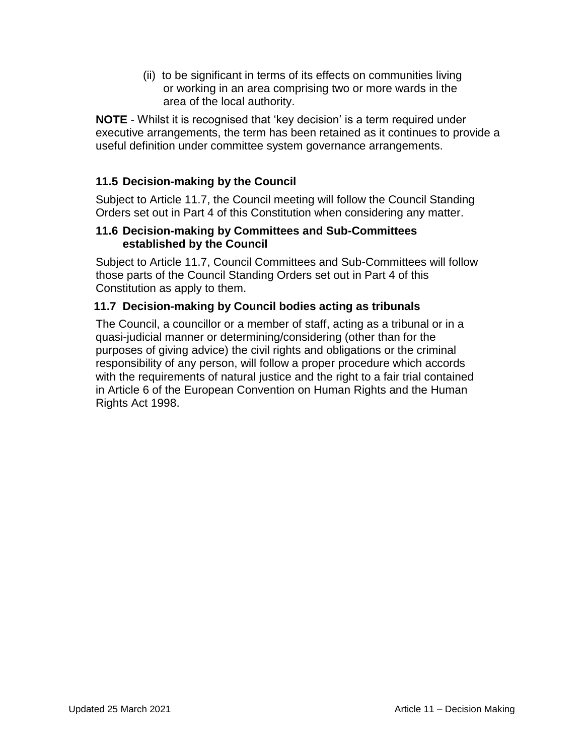(ii) to be significant in terms of its effects on communities living or working in an area comprising two or more wards in the area of the local authority.

**NOTE** - Whilst it is recognised that 'key decision' is a term required under executive arrangements, the term has been retained as it continues to provide a useful definition under committee system governance arrangements.

### 11.5 Decision-making by the Council

Subject to Article 11.7, the Council meeting will follow the Council Standing Orders set out in Part 4 of this Constitution when considering any matter.

### 11.6 Decision-making by Committees and Sub-Committees established by the Council

Subject to Article 11.7, Council Committees and Sub-Committees will follow those parts of the Council Standing Orders set out in Part 4 of this Constitution as apply to them.

### 11.7 Decision-making by Council bodies acting as tribunals

The Council, a councillor or a member of staff, acting as a tribunal or in a quasi-judicial manner or determining/considering (other than for the purposes of giving advice) the civil rights and obligations or the criminal responsibility of any person, will follow a proper procedure which accords with the requirements of natural justice and the right to a fair trial contained in Article 6 of the European Convention on Human Rights and the Human Rights Act 1998.